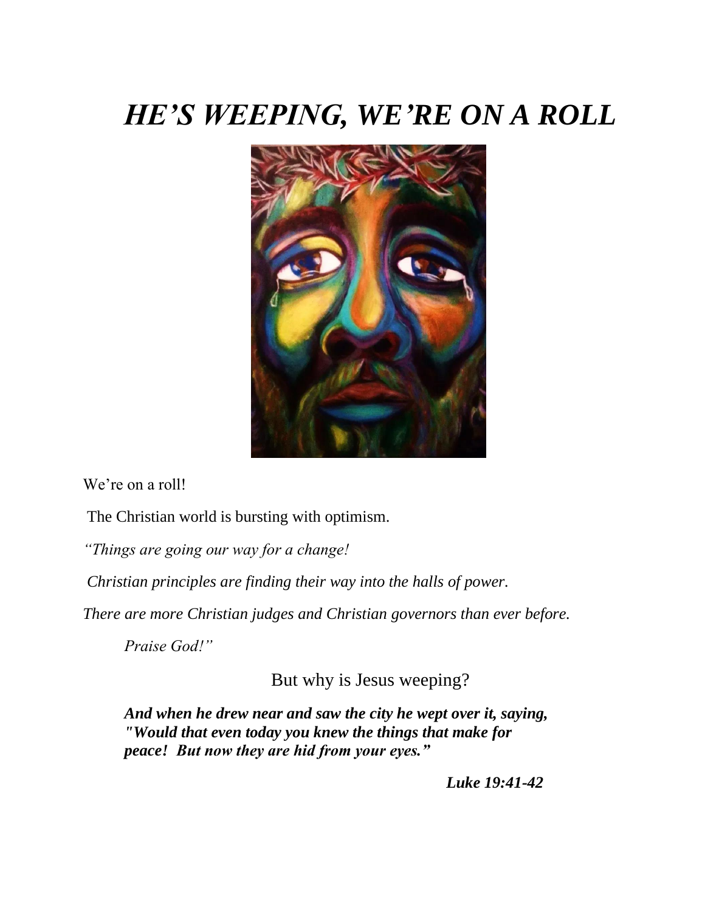# *HE'S WEEPING, WE'RE ON A ROLL*

We're on a roll!

The Christian world is bursting with optimism.

*"Things are going our way for a change!*

*Christian principles are finding their way into the halls of power.*

*There are more Christian judges and Christian governors than ever before.*

*Praise God!"*

But why is Jesus weeping?

> ***And when he drew near and saw the city he wept over it, saying, "Would that even today you knew the things that make for peace! But now they are hid from your eyes."***
>
> ***Luke 19:41-42***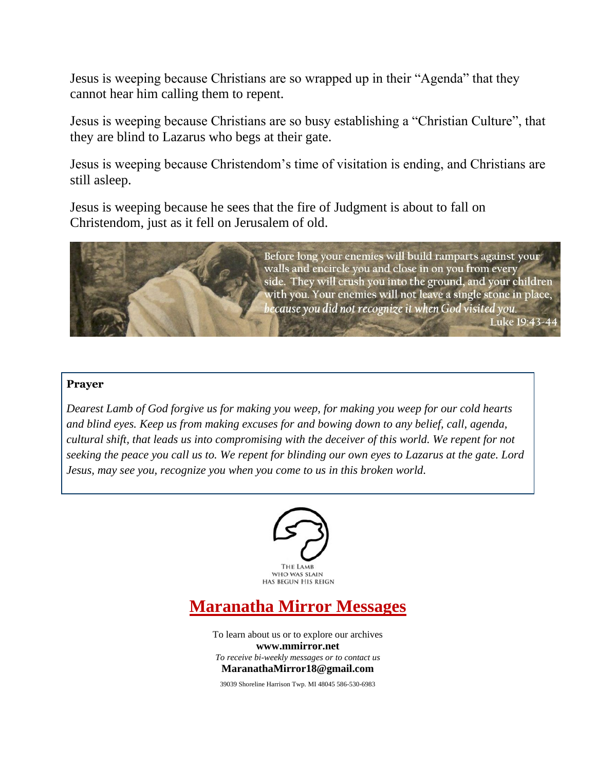Jesus is weeping because Christians are so wrapped up in their "Agenda" that they cannot hear him calling them to repent.

Jesus is weeping because Christians are so busy establishing a "Christian Culture", that they are blind to Lazarus who begs at their gate.

Jesus is weeping because Christendom's time of visitation is ending, and Christians are still asleep.

Jesus is weeping because he sees that the fire of Judgment is about to fall on Christendom, just as it fell on Jerusalem of old.

Before long your enemies will build ramparts against your walls and encircle you and close in on you from every side. They will crush you into the ground, and your children with you. Your enemies will not leave a single stone in place, *because you did not recognize it when God visited you.*

Luke 19:43-44

**Prayer**

*Dearest Lamb of God forgive us for making you weep, for making you weep for our cold hearts and blind eyes. Keep us from making excuses for and bowing down to any belief, call, agenda, cultural shift, that leads us into compromising with the deceiver of this world. We repent for not seeking the peace you call us to. We repent for blinding our own eyes to Lazarus at the gate. Lord Jesus, may see you, recognize you when you come to us in this broken world.*

THE LAMB WHO WAS SLAIN HAS BEGUN HIS REIGN

## Maranatha Mirror Messages

To learn about us or to explore our archives

**www.mmirror.net**

*To receive bi-weekly messages or to contact us*

**MaranathaMirror18@gmail.com**

39039 Shoreline Harrison Twp. MI 48045 586-530-6983